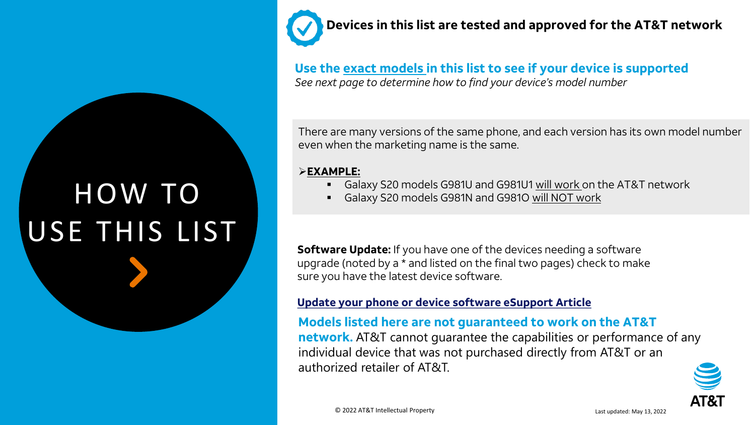# HOW TO USE THIS LIST

**Devices in this list are tested and approved for the AT&T network**

## Use the exact models in this list to see if your device is supported

*See next page to determine how to find your device's model number*

There are many versions of the same phone, and each version has its own model number even when the marketing name is the same.

**EXAMPLE:**

- Galaxy S20 models G981U and G981U1 will work on the AT&T network
- Galaxy S20 models G981N and G981O will NOT work

**Software Update:** If you have one of the devices needing a software upgrade (noted by a * and listed on the final two pages) check to make sure you have the latest device software.

**Update your phone or device software eSupport Article**

**Models listed here are not guaranteed to work on the AT&T network.** AT&T cannot guarantee the capabilities or performance of any individual device that was not purchased directly from AT&T or an authorized retailer of AT&T.

© 2022 AT&T Intellectual Property

Last updated: May 13, 2022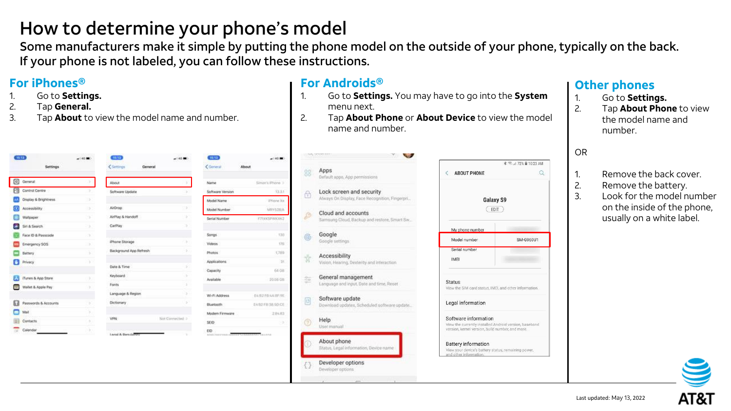# How to determine your phone's model

Some manufacturers make it simple by putting the phone model on the outside of your phone, typically on the back. If your phone is not labeled, you can follow these instructions.

## For iPhones®

1. Go to **Settings.**
2. Tap **General.**
3. Tap **About** to view the model name and number.

## For Androids®

1. Go to **Settings.** You may have to go into the **System** menu next.
2. Tap **About Phone** or **About Device** to view the model name and number.

## Other phones

1. Go to **Settings.**
2. Tap **About Phone** to view the model name and number.

OR

1. Remove the back cover.
2. Remove the battery.
3. Look for the model number on the inside of the phone, usually on a white label.

Last updated: May 13, 2022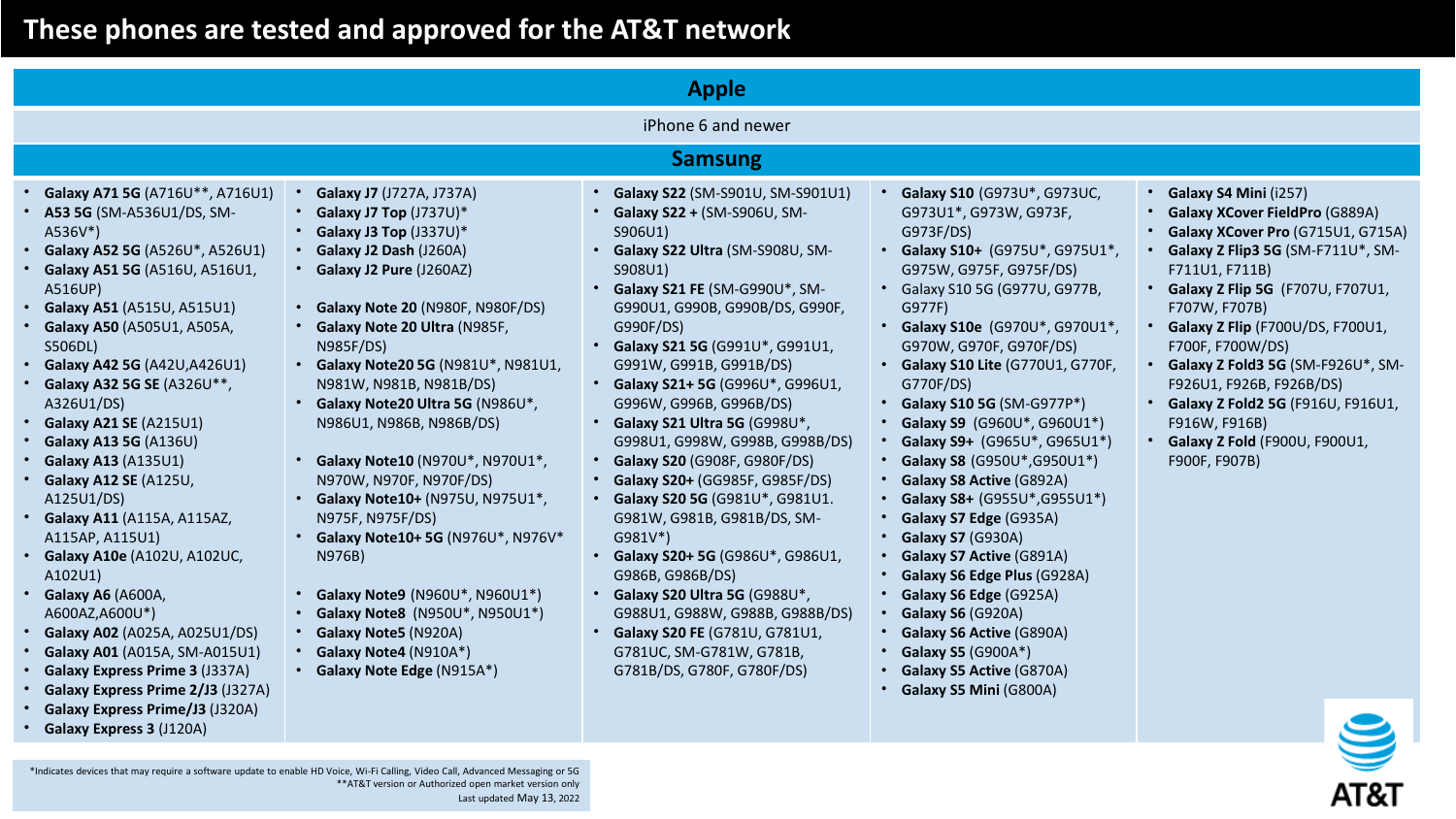# These phones are tested and approved for the AT&T network

## Apple

iPhone 6 and newer

## Samsung

- **Galaxy A71 5G** (A716U**, A716U1)
- **A53 5G** (SM-A536U1/DS, SM-A536V*)
- **Galaxy A52 5G** (A526U*, A526U1)
- **Galaxy A51 5G** (A516U, A516U1, A516UP)
- **Galaxy A51** (A515U, A515U1)
- **Galaxy A50** (A505U1, A505A, S506DL)
- **Galaxy A42 5G** (A42U,A426U1)
- **Galaxy A32 5G SE** (A326U**, A326U1/DS)
- **Galaxy A21 SE** (A215U1)
- **Galaxy A13 5G** (A136U)
- **Galaxy A13** (A135U1)
- **Galaxy A12 SE** (A125U, A125U1/DS)
- **Galaxy A11** (A115A, A115AZ, A115AP, A115U1)
- **Galaxy A10e** (A102U, A102UC, A102U1)
- **Galaxy A6** (A600A, A600AZ,A600U*)
- **Galaxy A02** (A025A, A025U1/DS)
- **Galaxy A01** (A015A, SM-A015U1)
- **Galaxy Express Prime 3** (J337A)
- **Galaxy Express Prime 2/J3** (J327A)
- **Galaxy Express Prime/J3** (J320A)
- **Galaxy Express 3** (J120A)

- **Galaxy J7** (J727A, J737A)
- **Galaxy J7 Top** (J737U)*
- **Galaxy J3 Top** (J337U)*
- **Galaxy J2 Dash** (J260A)
- **Galaxy J2 Pure** (J260AZ)

- **Galaxy Note 20** (N980F, N980F/DS)
- **Galaxy Note 20 Ultra** (N985F, N985F/DS)
- **Galaxy Note20 5G** (N981U*, N981U1, N981W, N981B, N981B/DS)
- **Galaxy Note20 Ultra 5G** (N986U*, N986U1, N986B, N986B/DS)

- **Galaxy Note10** (N970U*, N970U1*, N970W, N970F, N970F/DS)
- **Galaxy Note10+** (N975U, N975U1*, N975F, N975F/DS)
- **Galaxy Note10+ 5G** (N976U*, N976V* N976B)

- **Galaxy Note9** (N960U*, N960U1*)
- **Galaxy Note8** (N950U*, N950U1*)
- **Galaxy Note5** (N920A)
- **Galaxy Note4** (N910A*)
- **Galaxy Note Edge** (N915A*)

- **Galaxy S22** (SM-S901U, SM-S901U1)
- **Galaxy S22 +** (SM-S906U, SM-S906U1)
- **Galaxy S22 Ultra** (SM-S908U, SM-S908U1)
- **Galaxy S21 FE** (SM-G990U*, SM-G990U1, G990B, G990B/DS, G990F, G990F/DS)
- **Galaxy S21 5G** (G991U*, G991U1, G991W, G991B, G991B/DS)
- **Galaxy S21+ 5G** (G996U*, G996U1, G996W, G996B, G996B/DS)
- **Galaxy S21 Ultra 5G** (G998U*, G998U1, G998W, G998B, G998B/DS)
- **Galaxy S20** (G908F, G980F/DS)
- **Galaxy S20+** (GG985F, G985F/DS)
- **Galaxy S20 5G** (G981U*, G981U1. G981W, G981B, G981B/DS, SM-G981V*)
- **Galaxy S20+ 5G** (G986U*, G986U1, G986B, G986B/DS)
- **Galaxy S20 Ultra 5G** (G988U*, G988U1, G988W, G988B, G988B/DS)
- **Galaxy S20 FE** (G781U, G781U1, G781UC, SM-G781W, G781B, G781B/DS, G780F, G780F/DS)

- **Galaxy S10** (G973U*, G973UC, G973U1*, G973W, G973F, G973F/DS)
- **Galaxy S10+** (G975U*, G975U1*, G975W, G975F, G975F/DS)
- Galaxy S10 5G (G977U, G977B, G977F)
- **Galaxy S10e** (G970U*, G970U1*, G970W, G970F, G970F/DS)
- **Galaxy S10 Lite** (G770U1, G770F, G770F/DS)
- **Galaxy S10 5G** (SM-G977P*)
- **Galaxy S9** (G960U*, G960U1*)
- **Galaxy S9+** (G965U*, G965U1*)
- **Galaxy S8** (G950U*,G950U1*)
- **Galaxy S8 Active** (G892A)
- **Galaxy S8+** (G955U*,G955U1*)
- **Galaxy S7 Edge** (G935A)
- **Galaxy S7** (G930A)
- **Galaxy S7 Active** (G891A)
- **Galaxy S6 Edge Plus** (G928A)
- **Galaxy S6 Edge** (G925A)
- **Galaxy S6** (G920A)
- **Galaxy S6 Active** (G890A)
- **Galaxy S5** (G900A*)
- **Galaxy S5 Active** (G870A)
- **Galaxy S5 Mini** (G800A)

- **Galaxy S4 Mini** (i257)
- **Galaxy XCover FieldPro** (G889A)
- **Galaxy XCover Pro** (G715U1, G715A)
- **Galaxy Z Flip3 5G** (SM-F711U*, SM-F711U1, F711B)
- **Galaxy Z Flip 5G** (F707U, F707U1, F707W, F707B)
- **Galaxy Z Flip** (F700U/DS, F700U1, F700F, F700W/DS)
- **Galaxy Z Fold3 5G** (SM-F926U*, SM-F926U1, F926B, F926B/DS)
- **Galaxy Z Fold2 5G** (F916U, F916U1, F916W, F916B)
- **Galaxy Z Fold** (F900U, F900U1, F900F, F907B)

*Indicates devices that may require a software update to enable HD Voice, Wi-Fi Calling, Video Call, Advanced Messaging or 5G

**AT&T version or Authorized open market version only

Last updated May 13, 2022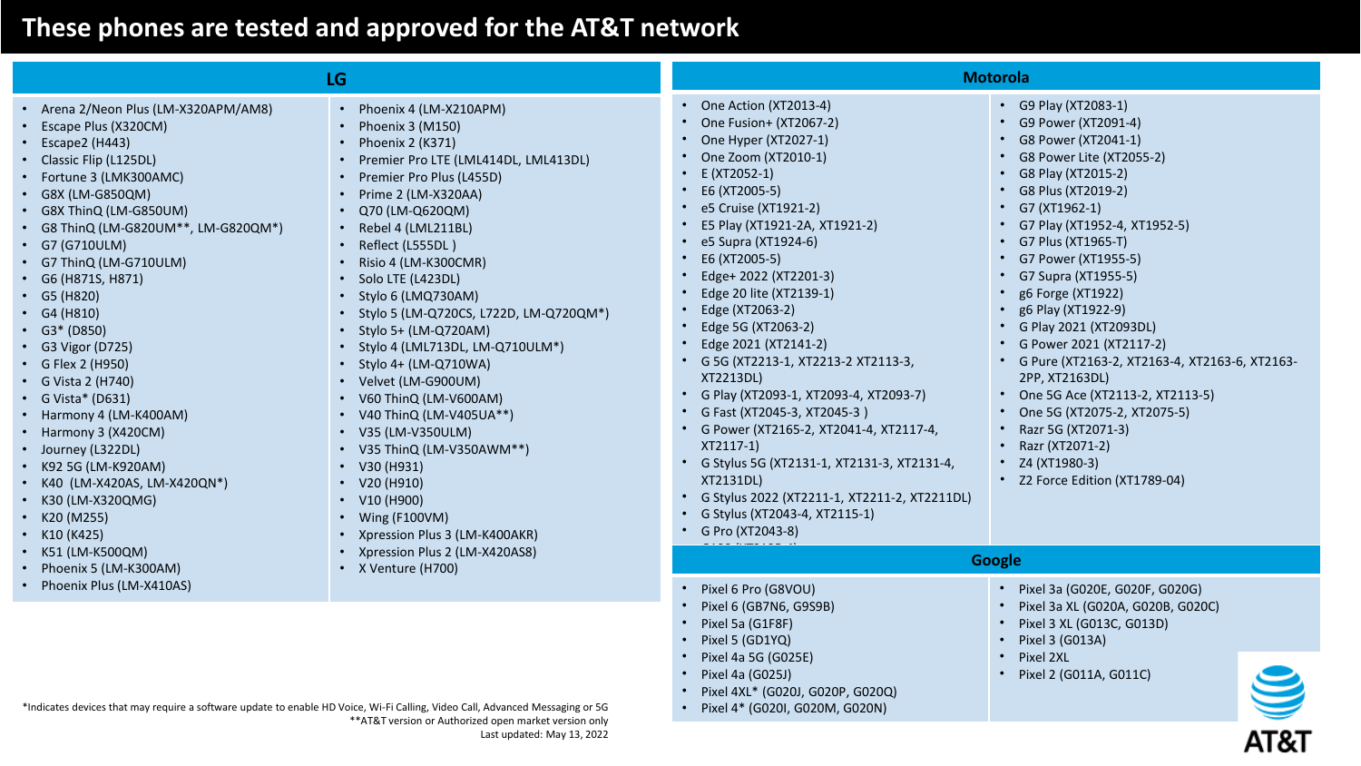# These phones are tested and approved for the AT&T network

## LG

- Arena 2/Neon Plus (LM-X320APM/AM8)
- Escape Plus (X320CM)
- Escape2 (H443)
- Classic Flip (L125DL)
- Fortune 3 (LMK300AMC)
- G8X (LM-G850QM)
- G8X ThinQ (LM-G850UM)
- G8 ThinQ (LM-G820UM**, LM-G820QM*)
- G7 (G710ULM)
- G7 ThinQ (LM-G710ULM)
- G6 (H871S, H871)
- G5 (H820)
- G4 (H810)
- G3* (D850)
- G3 Vigor (D725)
- G Flex 2 (H950)
- G Vista 2 (H740)
- G Vista* (D631)
- Harmony 4 (LM-K400AM)
- Harmony 3 (X420CM)
- Journey (L322DL)
- K92 5G (LM-K920AM)
- K40 (LM-X420AS, LM-X420QN*)
- K30 (LM-X320QMG)
- K20 (M255)
- K10 (K425)
- K51 (LM-K500QM)
- Phoenix 5 (LM-K300AM)
- Phoenix Plus (LM-X410AS)
- Phoenix 4 (LM-X210APM)
- Phoenix 3 (M150)
- Phoenix 2 (K371)
- Premier Pro LTE (LML414DL, LML413DL)
- Premier Pro Plus (L455D)
- Prime 2 (LM-X320AA)
- Q70 (LM-Q620QM)
- Rebel 4 (LML211BL)
- Reflect (L555DL )
- Risio 4 (LM-K300CMR)
- Solo LTE (L423DL)
- Stylo 6 (LMQ730AM)
- Stylo 5 (LM-Q720CS, L722D, LM-Q720QM*)
- Stylo 5+ (LM-Q720AM)
- Stylo 4 (LML713DL, LM-Q710ULM*)
- Stylo 4+ (LM-Q710WA)
- Velvet (LM-G900UM)
- V60 ThinQ (LM-V600AM)
- V40 ThinQ (LM-V405UA**)
- V35 (LM-V350ULM)
- V35 ThinQ (LM-V350AWM**)
- V30 (H931)
- V20 (H910)
- V10 (H900)
- Wing (F100VM)
- Xpression Plus 3 (LM-K400AKR)
- Xpression Plus 2 (LM-X420AS8)
- X Venture (H700)

## Motorola

- One Action (XT2013-4)
- One Fusion+ (XT2067-2)
- One Hyper (XT2027-1)
- One Zoom (XT2010-1)
- E (XT2052-1)
- E6 (XT2005-5)
- e5 Cruise (XT1921-2)
- E5 Play (XT1921-2A, XT1921-2)
- e5 Supra (XT1924-6)
- E6 (XT2005-5)
- Edge+ 2022 (XT2201-3)
- Edge 20 lite (XT2139-1)
- Edge (XT2063-2)
- Edge 5G (XT2063-2)
- Edge 2021 (XT2141-2)
- G 5G (XT2213-1, XT2213-2 XT2113-3, XT2213DL)
- G Play (XT2093-1, XT2093-4, XT2093-7)
- G Fast (XT2045-3, XT2045-3 )
- G Power (XT2165-2, XT2041-4, XT2117-4, XT2117-1)
- G Stylus 5G (XT2131-1, XT2131-3, XT2131-4, XT2131DL)
- G Stylus 2022 (XT2211-1, XT2211-2, XT2211DL)
- G Stylus (XT2043-4, XT2115-1)
- G Pro (XT2043-8)
- G9 Play (XT2083-1)
- G9 Power (XT2091-4)
- G8 Power (XT2041-1)
- G8 Power Lite (XT2055-2)
- G8 Play (XT2015-2)
- G8 Plus (XT2019-2)
- G7 (XT1962-1)
- G7 Play (XT1952-4, XT1952-5)
- G7 Plus (XT1965-T)
- G7 Power (XT1955-5)
- G7 Supra (XT1955-5)
- g6 Forge (XT1922)
- g6 Play (XT1922-9)
- G Play 2021 (XT2093DL)
- G Power 2021 (XT2117-2)
- G Pure (XT2163-2, XT2163-4, XT2163-6, XT2163-2PP, XT2163DL)
- One 5G Ace (XT2113-2, XT2113-5)
- One 5G (XT2075-2, XT2075-5)
- Razr 5G (XT2071-3)
- Razr (XT2071-2)
- Z4 (XT1980-3)
- Z2 Force Edition (XT1789-04)

## Google

- Pixel 6 Pro (G8VOU)
- Pixel 6 (GB7N6, G9S9B)
- Pixel 5a (G1F8F)
- Pixel 5 (GD1YQ)
- Pixel 4a 5G (G025E)
- Pixel 4a (G025J)
- Pixel 4XL* (G020J, G020P, G020Q)
- Pixel 4* (G020I, G020M, G020N)
- Pixel 3a (G020E, G020F, G020G)
- Pixel 3a XL (G020A, G020B, G020C)
- Pixel 3 XL (G013C, G013D)
- Pixel 3 (G013A)
- Pixel 2XL
- Pixel 2 (G011A, G011C)

*Indicates devices that may require a software update to enable HD Voice, Wi-Fi Calling, Video Call, Advanced Messaging or 5G

**AT&T version or Authorized open market version only

Last updated: May 13, 2022

AT&T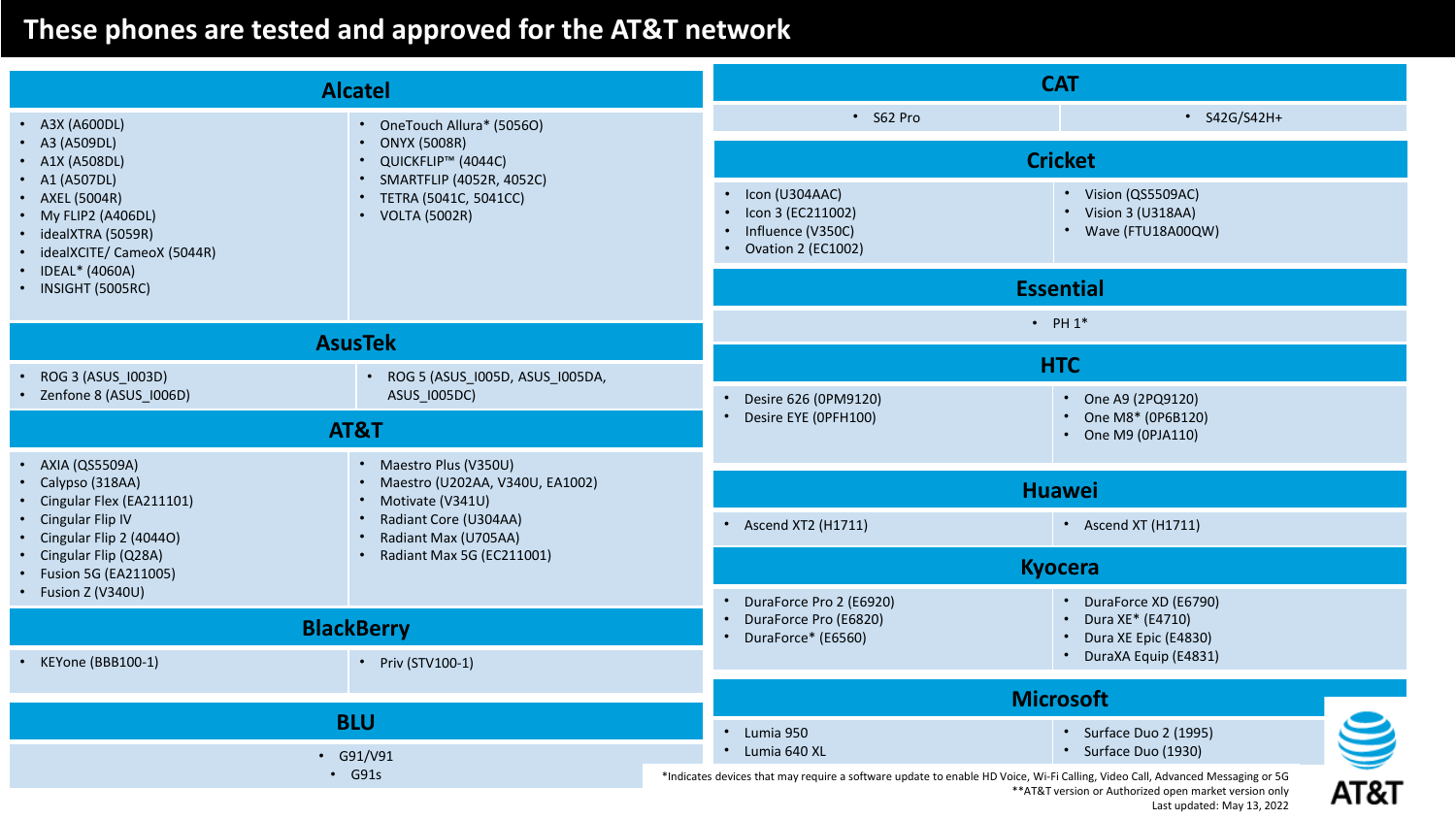# These phones are tested and approved for the AT&T network

## Alcatel

- A3X (A600DL)
- A3 (A509DL)
- A1X (A508DL)
- A1 (A507DL)
- AXEL (5004R)
- My FLIP2 (A406DL)
- idealXTRA (5059R)
- idealXCITE/ CameoX (5044R)
- IDEAL* (4060A)
- INSIGHT (5005RC)
- OneTouch Allura* (5056O)
- ONYX (5008R)
- QUICKFLIP™ (4044C)
- SMARTFLIP (4052R, 4052C)
- TETRA (5041C, 5041CC)
- VOLTA (5002R)

## AsusTek

- ROG 3 (ASUS_I003D)
- Zenfone 8 (ASUS_I006D)
- ROG 5 (ASUS_I005D, ASUS_I005DA, ASUS_I005DC)

## AT&T

- AXIA (QS5509A)
- Calypso (318AA)
- Cingular Flex (EA211101)
- Cingular Flip IV
- Cingular Flip 2 (4044O)
- Cingular Flip (Q28A)
- Fusion 5G (EA211005)
- Fusion Z (V340U)
- Maestro Plus (V350U)
- Maestro (U202AA, V340U, EA1002)
- Motivate (V341U)
- Radiant Core (U304AA)
- Radiant Max (U705AA)
- Radiant Max 5G (EC211001)

## BlackBerry

- KEYone (BBB100-1)
- Priv (STV100-1)

## BLU

- G91/V91
- G91s

## CAT

- S62 Pro
- S42G/S42H+

## Cricket

- Icon (U304AAC)
- Icon 3 (EC211002)
- Influence (V350C)
- Ovation 2 (EC1002)
- Vision (QS5509AC)
- Vision 3 (U318AA)
- Wave (FTU18A00QW)

## Essential

- PH 1*

## HTC

- Desire 626 (0PM9120)
- Desire EYE (0PFH100)
- One A9 (2PQ9120)
- One M8* (0P6B120)
- One M9 (0PJA110)

## Huawei

- Ascend XT2 (H1711)
- Ascend XT (H1711)

## Kyocera

- DuraForce Pro 2 (E6920)
- DuraForce Pro (E6820)
- DuraForce* (E6560)
- DuraForce XD (E6790)
- Dura XE* (E4710)
- Dura XE Epic (E4830)
- DuraXA Equip (E4831)

## Microsoft

- Lumia 950
- Lumia 640 XL
- Surface Duo 2 (1995)
- Surface Duo (1930)

*Indicates devices that may require a software update to enable HD Voice, Wi-Fi Calling, Video Call, Advanced Messaging or 5G

**AT&T version or Authorized open market version only

Last updated: May 13, 2022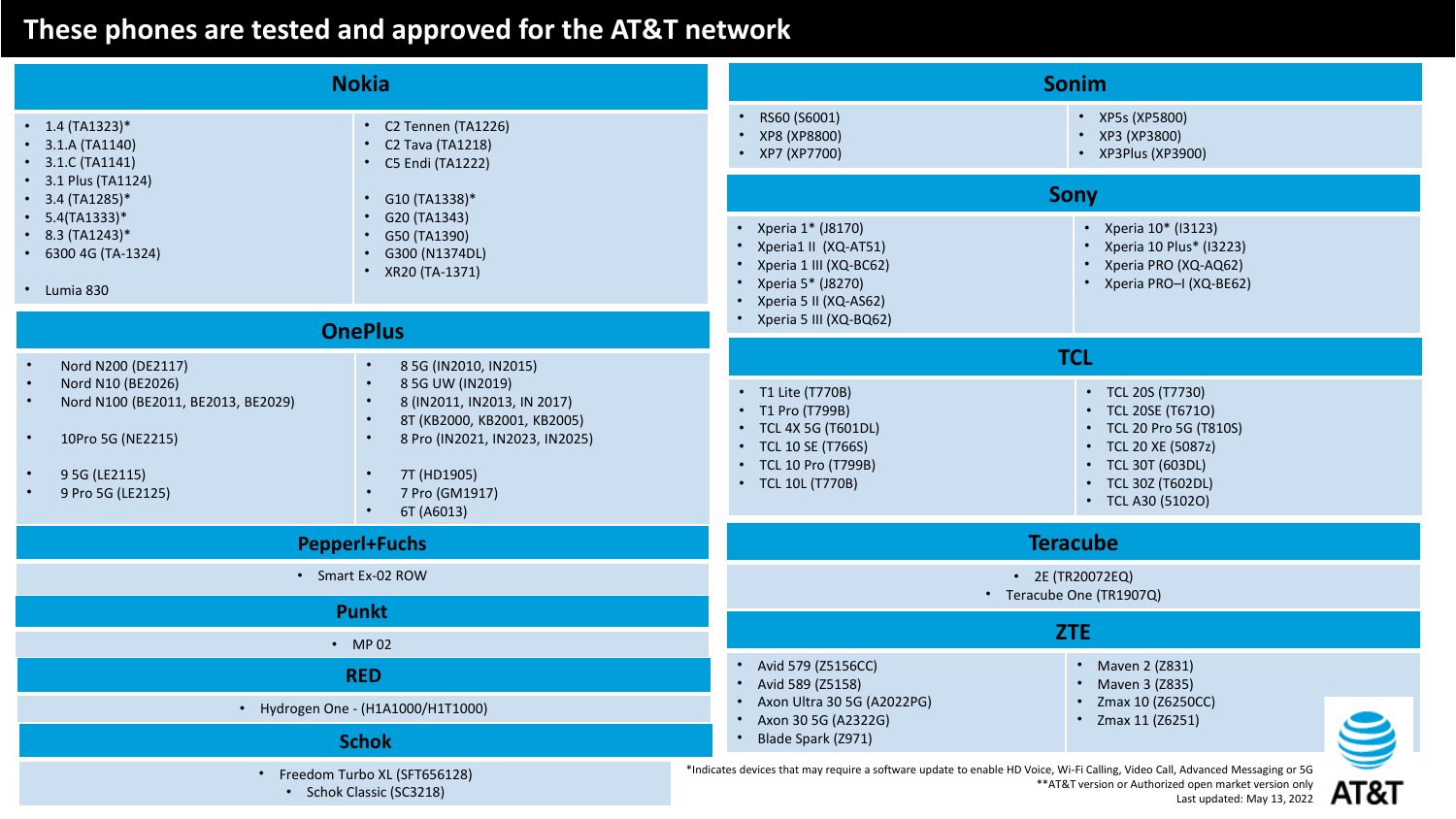# These phones are tested and approved for the AT&T network

## Nokia

- 1.4 (TA1323)*
- 3.1.A (TA1140)
- 3.1.C (TA1141)
- 3.1 Plus (TA1124)
- 3.4 (TA1285)*
- 5.4(TA1333)*
- 8.3 (TA1243)*
- 6300 4G (TA-1324)
- Lumia 830
- C2 Tennen (TA1226)
- C2 Tava (TA1218)
- C5 Endi (TA1222)
- G10 (TA1338)*
- G20 (TA1343)
- G50 (TA1390)
- G300 (N1374DL)
- XR20 (TA-1371)

## OnePlus

- Nord N200 (DE2117)
- Nord N10 (BE2026)
- Nord N100 (BE2011, BE2013, BE2029)
- 10Pro 5G (NE2215)
- 9 5G (LE2115)
- 9 Pro 5G (LE2125)
- 8 5G (IN2010, IN2015)
- 8 5G UW (IN2019)
- 8 (IN2011, IN2013, IN 2017)
- 8T (KB2000, KB2001, KB2005)
- 8 Pro (IN2021, IN2023, IN2025)
- 7T (HD1905)
- 7 Pro (GM1917)
- 6T (A6013)

## Pepperl+Fuchs

- Smart Ex-02 ROW

## Punkt

- MP 02

## RED

- Hydrogen One - (H1A1000/H1T1000)

## Schok

- Freedom Turbo XL (SFT656128)
- Schok Classic (SC3218)

## Sonim

- RS60 (S6001)
- XP8 (XP8800)
- XP7 (XP7700)
- XP5s (XP5800)
- XP3 (XP3800)
- XP3Plus (XP3900)

## Sony

- Xperia 1* (J8170)
- Xperia1 II (XQ-AT51)
- Xperia 1 III (XQ-BC62)
- Xperia 5* (J8270)
- Xperia 5 II (XQ-AS62)
- Xperia 5 III (XQ-BQ62)
- Xperia 10* (I3123)
- Xperia 10 Plus* (I3223)
- Xperia PRO (XQ-AQ62)
- Xperia PRO–I (XQ-BE62)

## TCL

- T1 Lite (T770B)
- T1 Pro (T799B)
- TCL 4X 5G (T601DL)
- TCL 10 SE (T766S)
- TCL 10 Pro (T799B)
- TCL 10L (T770B)
- TCL 20S (T7730)
- TCL 20SE (T671O)
- TCL 20 Pro 5G (T810S)
- TCL 20 XE (5087z)
- TCL 30T (603DL)
- TCL 30Z (T602DL)
- TCL A30 (5102O)

## Teracube

- 2E (TR20072EQ)
- Teracube One (TR1907Q)

## ZTE

- Avid 579 (Z5156CC)
- Avid 589 (Z5158)
- Axon Ultra 30 5G (A2022PG)
- Axon 30 5G (A2322G)
- Blade Spark (Z971)
- Maven 2 (Z831)
- Maven 3 (Z835)
- Zmax 10 (Z6250CC)
- Zmax 11 (Z6251)

*Indicates devices that may require a software update to enable HD Voice, Wi-Fi Calling, Video Call, Advanced Messaging or 5G

**AT&T version or Authorized open market version only

Last updated: May 13, 2022

AT&T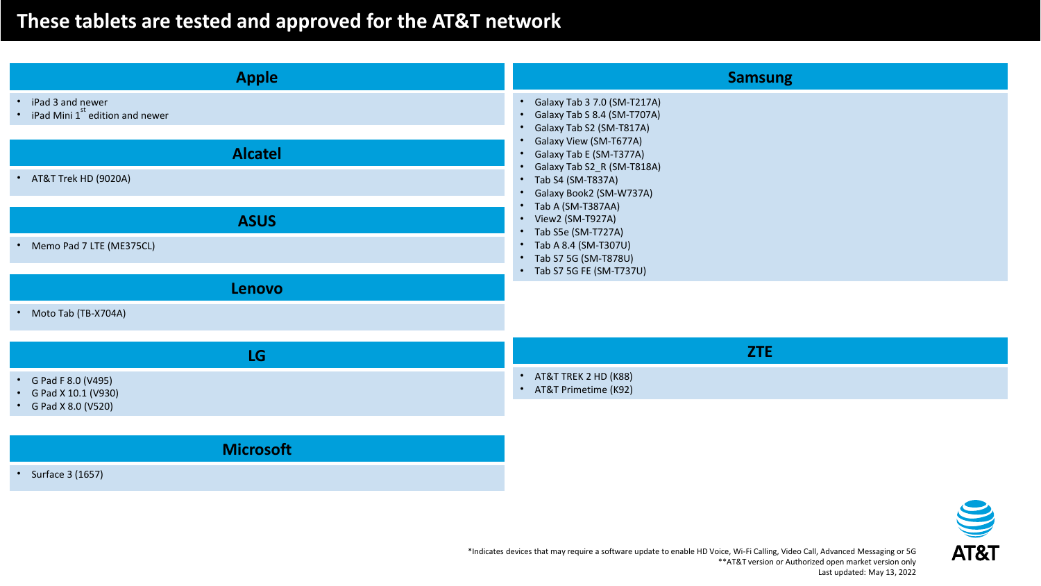# These tablets are tested and approved for the AT&T network

## Apple

- iPad 3 and newer
- iPad Mini 1st edition and newer

## Alcatel

- AT&T Trek HD (9020A)

## ASUS

- Memo Pad 7 LTE (ME375CL)

## Lenovo

- Moto Tab (TB-X704A)

## LG

- G Pad F 8.0 (V495)
- G Pad X 10.1 (V930)
- G Pad X 8.0 (V520)

## Microsoft

- Surface 3 (1657)

## Samsung

- Galaxy Tab 3 7.0 (SM-T217A)
- Galaxy Tab S 8.4 (SM-T707A)
- Galaxy Tab S2 (SM-T817A)
- Galaxy View (SM-T677A)
- Galaxy Tab E (SM-T377A)
- Galaxy Tab S2_R (SM-T818A)
- Tab S4 (SM-T837A)
- Galaxy Book2 (SM-W737A)
- Tab A (SM-T387AA)
- View2 (SM-T927A)
- Tab S5e (SM-T727A)
- Tab A 8.4 (SM-T307U)
- Tab S7 5G (SM-T878U)
- Tab S7 5G FE (SM-T737U)

## ZTE

- AT&T TREK 2 HD (K88)
- AT&T Primetime (K92)

*Indicates devices that may require a software update to enable HD Voice, Wi-Fi Calling, Video Call, Advanced Messaging or 5G

**AT&T version or Authorized open market version only

Last updated: May 13, 2022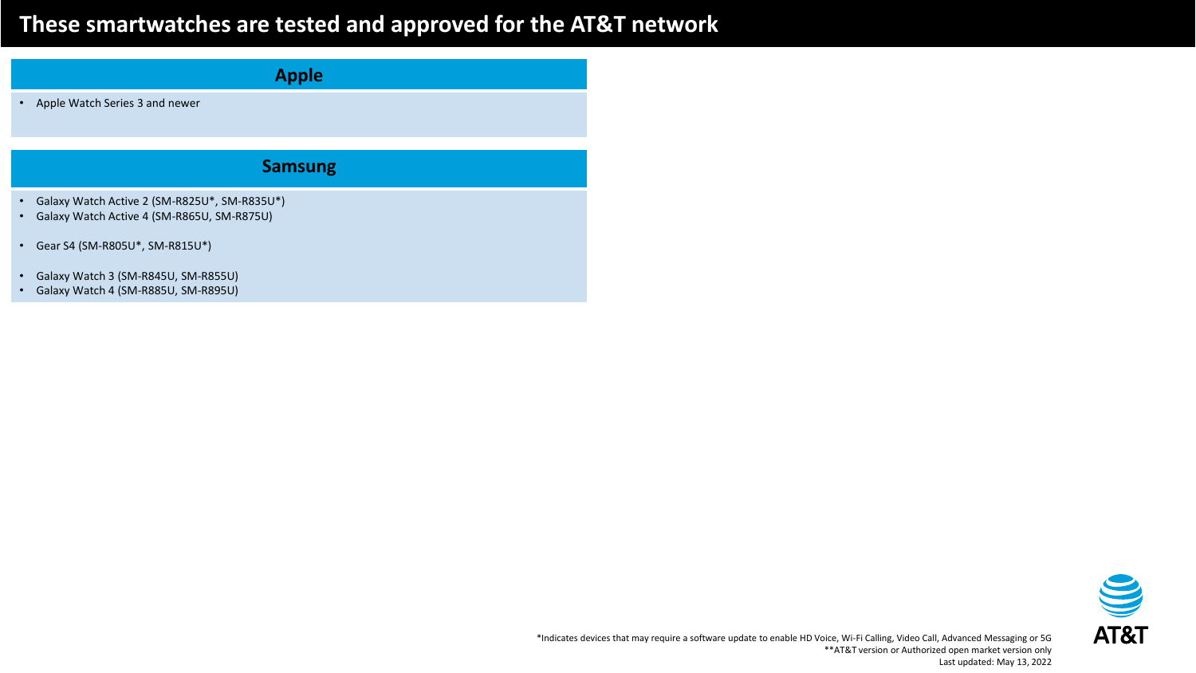# These smartwatches are tested and approved for the AT&T network

## Apple

- Apple Watch Series 3 and newer

## Samsung

- Galaxy Watch Active 2 (SM-R825U*, SM-R835U*)
- Galaxy Watch Active 4 (SM-R865U, SM-R875U)

- Gear S4 (SM-R805U*, SM-R815U*)

- Galaxy Watch 3 (SM-R845U, SM-R855U)
- Galaxy Watch 4 (SM-R885U, SM-R895U)

*Indicates devices that may require a software update to enable HD Voice, Wi-Fi Calling, Video Call, Advanced Messaging or 5G

**AT&T version or Authorized open market version only

Last updated: May 13, 2022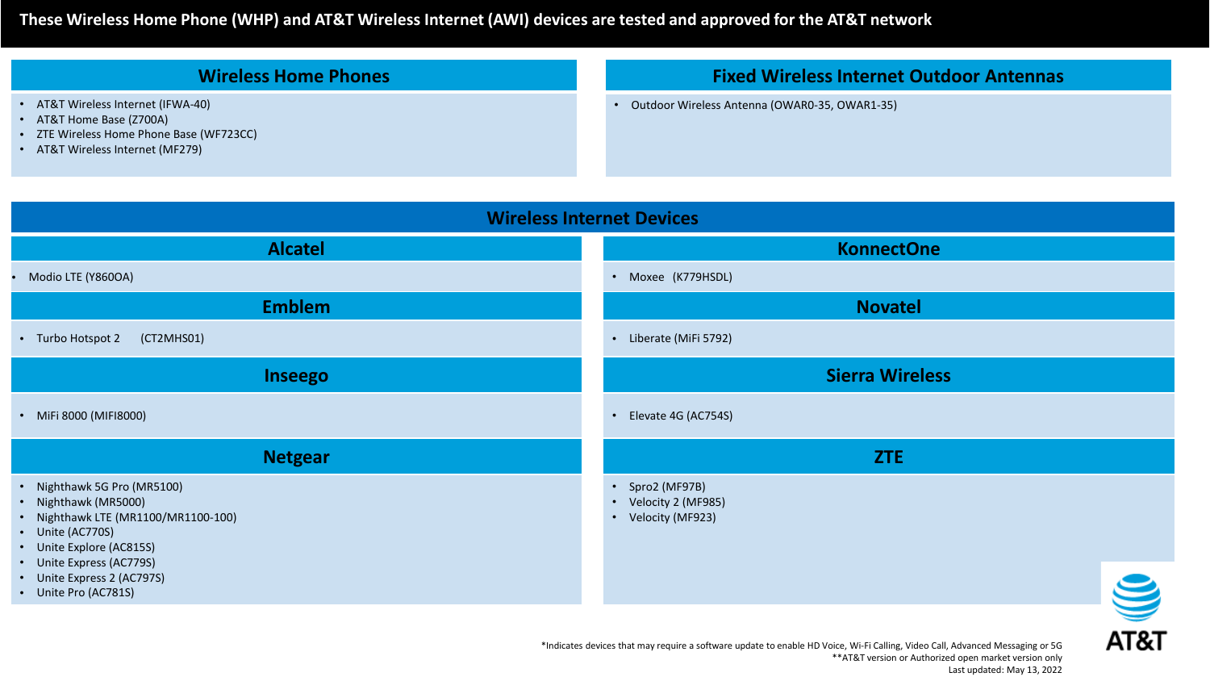# These Wireless Home Phone (WHP) and AT&T Wireless Internet (AWI) devices are tested and approved for the AT&T network

## Wireless Home Phones

- AT&T Wireless Internet (IFWA-40)
- AT&T Home Base (Z700A)
- ZTE Wireless Home Phone Base (WF723CC)
- AT&T Wireless Internet (MF279)

## Fixed Wireless Internet Outdoor Antennas

- Outdoor Wireless Antenna (OWAR0-35, OWAR1-35)

## Wireless Internet Devices

### Alcatel

- Modio LTE (Y860OA)

### Emblem

- Turbo Hotspot 2 (CT2MHS01)

### Inseego

- MiFi 8000 (MIFI8000)

### Netgear

- Nighthawk 5G Pro (MR5100)
- Nighthawk (MR5000)
- Nighthawk LTE (MR1100/MR1100-100)
- Unite (AC770S)
- Unite Explore (AC815S)
- Unite Express (AC779S)
- Unite Express 2 (AC797S)
- Unite Pro (AC781S)

### KonnectOne

- Moxee (K779HSDL)

### Novatel

- Liberate (MiFi 5792)

### Sierra Wireless

- Elevate 4G (AC754S)

### ZTE

- Spro2 (MF97B)
- Velocity 2 (MF985)
- Velocity (MF923)

*Indicates devices that may require a software update to enable HD Voice, Wi-Fi Calling, Video Call, Advanced Messaging or 5G

**AT&T version or Authorized open market version only

Last updated: May 13, 2022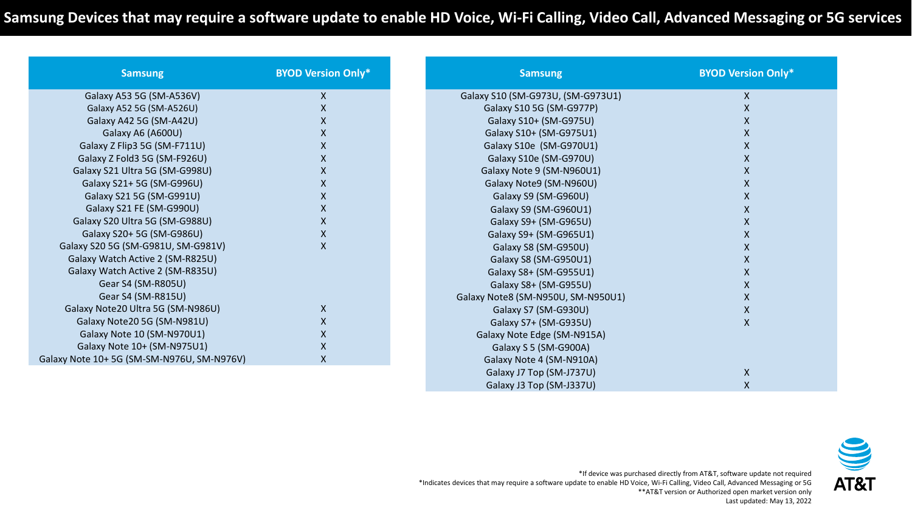# Samsung Devices that may require a software update to enable HD Voice, Wi-Fi Calling, Video Call, Advanced Messaging or 5G services

| Samsung | BYOD Version Only* |
| --- | --- |
| Galaxy A53 5G (SM-A536V) | X |
| Galaxy A52 5G (SM-A526U) | X |
| Galaxy A42 5G (SM-A42U) | X |
| Galaxy A6 (A600U) | X |
| Galaxy Z Flip3 5G (SM-F711U) | X |
| Galaxy Z Fold3 5G (SM-F926U) | X |
| Galaxy S21 Ultra 5G (SM-G998U) | X |
| Galaxy S21+ 5G (SM-G996U) | X |
| Galaxy S21 5G (SM-G991U) | X |
| Galaxy S21 FE (SM-G990U) | X |
| Galaxy S20 Ultra 5G (SM-G988U) | X |
| Galaxy S20+ 5G (SM-G986U) | X |
| Galaxy S20 5G (SM-G981U, SM-G981V) | X |
| Galaxy Watch Active 2 (SM-R825U) | |
| Galaxy Watch Active 2 (SM-R835U) | |
| Gear S4 (SM-R805U) | |
| Gear S4 (SM-R815U) | |
| Galaxy Note20 Ultra 5G (SM-N986U) | X |
| Galaxy Note20 5G (SM-N981U) | X |
| Galaxy Note 10 (SM-N970U1) | X |
| Galaxy Note 10+ (SM-N975U1) | X |
| Galaxy Note 10+ 5G (SM-SM-N976U, SM-N976V) | X |

| Samsung | BYOD Version Only* |
| --- | --- |
| Galaxy S10 (SM-G973U, (SM-G973U1) | X |
| Galaxy S10 5G (SM-G977P) | X |
| Galaxy S10+ (SM-G975U) | X |
| Galaxy S10+ (SM-G975U1) | X |
| Galaxy S10e (SM-G970U1) | X |
| Galaxy S10e (SM-G970U) | X |
| Galaxy Note 9 (SM-N960U1) | X |
| Galaxy Note9 (SM-N960U) | X |
| Galaxy S9 (SM-G960U) | X |
| Galaxy S9 (SM-G960U1) | X |
| Galaxy S9+ (SM-G965U) | X |
| Galaxy S9+ (SM-G965U1) | X |
| Galaxy S8 (SM-G950U) | X |
| Galaxy S8 (SM-G950U1) | X |
| Galaxy S8+ (SM-G955U1) | X |
| Galaxy S8+ (SM-G955U) | X |
| Galaxy Note8 (SM-N950U, SM-N950U1) | X |
| Galaxy S7 (SM-G930U) | X |
| Galaxy S7+ (SM-G935U) | X |
| Galaxy Note Edge (SM-N915A) | |
| Galaxy S 5 (SM-G900A) | |
| Galaxy Note 4 (SM-N910A) | |
| Galaxy J7 Top (SM-J737U) | X |
| Galaxy J3 Top (SM-J337U) | X |

*If device was purchased directly from AT&T, software update not required
*Indicates devices that may require a software update to enable HD Voice, Wi-Fi Calling, Video Call, Advanced Messaging or 5G
**AT&T version or Authorized open market version only
Last updated: May 13, 2022

AT&T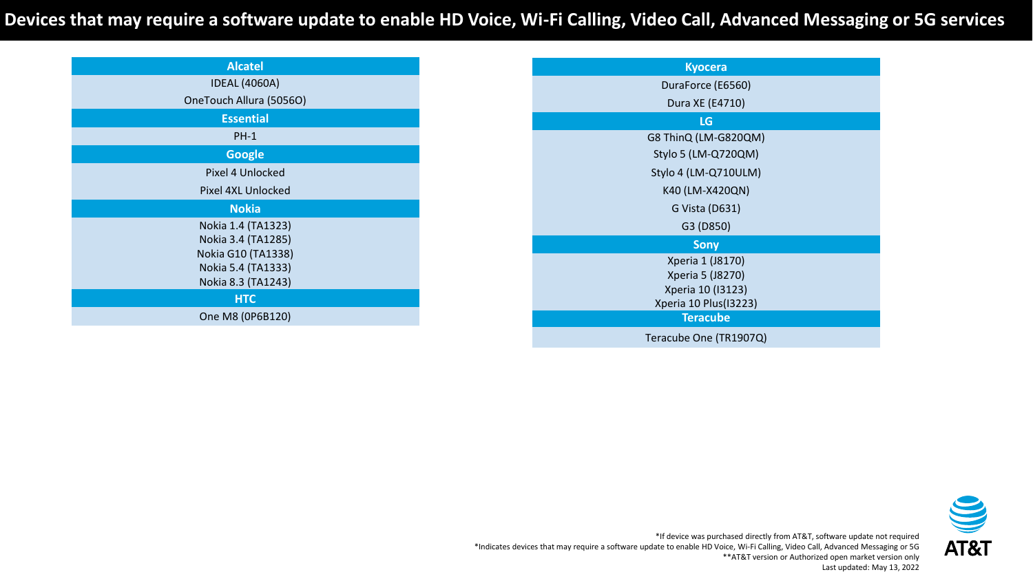# Devices that may require a software update to enable HD Voice, Wi-Fi Calling, Video Call, Advanced Messaging or 5G services

| Alcatel |
|---|
| IDEAL (4060A) |
| OneTouch Allura (5056O) |

| Essential |
|---|
| PH-1 |

| Google |
|---|
| Pixel 4 Unlocked |
| Pixel 4XL Unlocked |

| Nokia |
|---|
| Nokia 1.4 (TA1323) |
| Nokia 3.4 (TA1285) |
| Nokia G10 (TA1338) |
| Nokia 5.4 (TA1333) |
| Nokia 8.3 (TA1243) |

| HTC |
|---|
| One M8 (0P6B120) |

| Kyocera |
|---|
| DuraForce (E6560) |
| Dura XE (E4710) |

| LG |
|---|
| G8 ThinQ (LM-G820QM) |
| Stylo 5 (LM-Q720QM) |
| Stylo 4 (LM-Q710ULM) |
| K40 (LM-X420QN) |
| G Vista (D631) |
| G3 (D850) |

| Sony |
|---|
| Xperia 1 (J8170) |
| Xperia 5 (J8270) |
| Xperia 10 (I3123) |
| Xperia 10 Plus(I3223) |

| Teracube |
|---|
| Teracube One (TR1907Q) |

*If device was purchased directly from AT&T, software update not required
*Indicates devices that may require a software update to enable HD Voice, Wi-Fi Calling, Video Call, Advanced Messaging or 5G
**AT&T version or Authorized open market version only
Last updated: May 13, 2022

AT&T